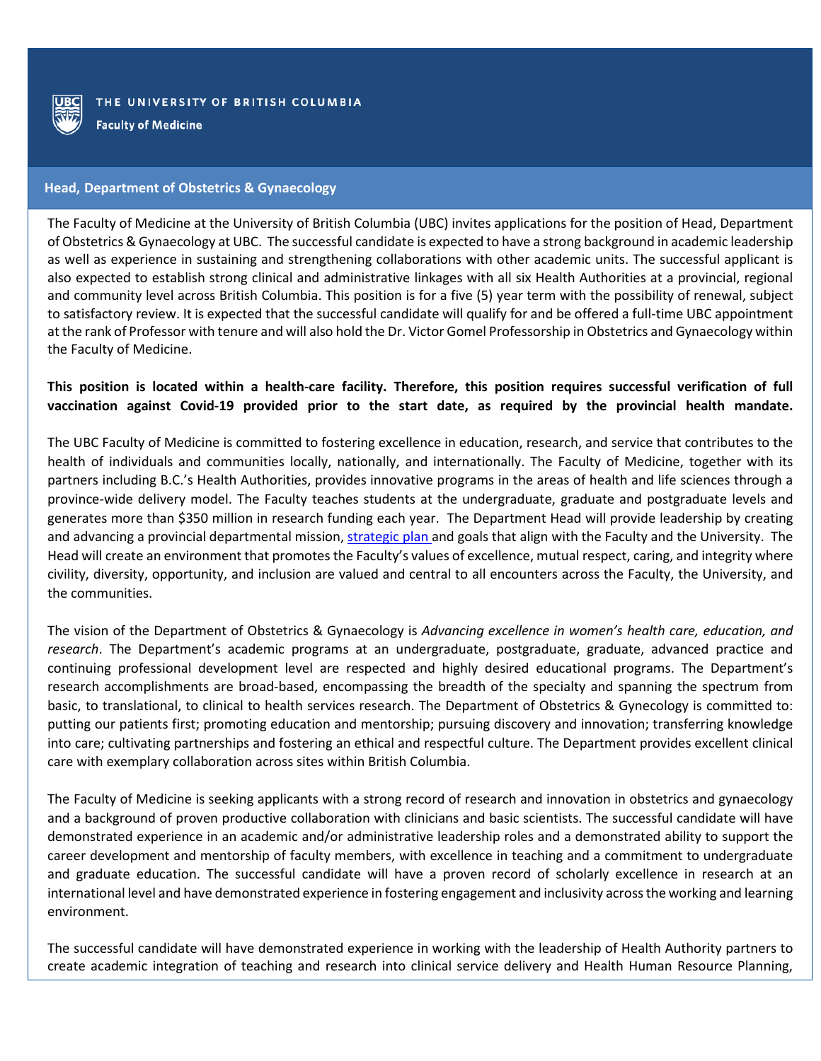THE UNIVERSITY OF BRITISH COLUMBIA

Faculty of Medicine

## Head, Department of Obstetrics & Gynaecology

The Faculty of Medicine at the University of British Columbia (UBC) invites applications for the position of Head, Department of Obstetrics & Gynaecology at UBC. The successful candidate is expected to have a strong background in academic leadership as well as experience in sustaining and strengthening collaborations with other academic units. The successful applicant is also expected to establish strong clinical and administrative linkages with all six Health Authorities at a provincial, regional and community level across British Columbia. This position is for a five (5) year term with the possibility of renewal, subject to satisfactory review. It is expected that the successful candidate will qualify for and be offered a full-time UBC appointment at the rank of Professor with tenure and will also hold the Dr. Victor Gomel Professorship in Obstetrics and Gynaecology within the Faculty of Medicine.

**This position is located within a health-care facility. Therefore, this position requires successful verification of full vaccination against Covid-19 provided prior to the start date, as required by the provincial health mandate.**

The UBC Faculty of Medicine is committed to fostering excellence in education, research, and service that contributes to the health of individuals and communities locally, nationally, and internationally. The Faculty of Medicine, together with its partners including B.C.'s Health Authorities, provides innovative programs in the areas of health and life sciences through a province-wide delivery model. The Faculty teaches students at the undergraduate, graduate and postgraduate levels and generates more than $350 million in research funding each year. The Department Head will provide leadership by creating and advancing a provincial departmental mission, strategic plan and goals that align with the Faculty and the University. The Head will create an environment that promotes the Faculty's values of excellence, mutual respect, caring, and integrity where civility, diversity, opportunity, and inclusion are valued and central to all encounters across the Faculty, the University, and the communities.

The vision of the Department of Obstetrics & Gynaecology is *Advancing excellence in women's health care, education, and research*. The Department's academic programs at an undergraduate, postgraduate, graduate, advanced practice and continuing professional development level are respected and highly desired educational programs. The Department's research accomplishments are broad-based, encompassing the breadth of the specialty and spanning the spectrum from basic, to translational, to clinical to health services research. The Department of Obstetrics & Gynecology is committed to: putting our patients first; promoting education and mentorship; pursuing discovery and innovation; transferring knowledge into care; cultivating partnerships and fostering an ethical and respectful culture. The Department provides excellent clinical care with exemplary collaboration across sites within British Columbia.

The Faculty of Medicine is seeking applicants with a strong record of research and innovation in obstetrics and gynaecology and a background of proven productive collaboration with clinicians and basic scientists. The successful candidate will have demonstrated experience in an academic and/or administrative leadership roles and a demonstrated ability to support the career development and mentorship of faculty members, with excellence in teaching and a commitment to undergraduate and graduate education. The successful candidate will have a proven record of scholarly excellence in research at an international level and have demonstrated experience in fostering engagement and inclusivity across the working and learning environment.

The successful candidate will have demonstrated experience in working with the leadership of Health Authority partners to create academic integration of teaching and research into clinical service delivery and Health Human Resource Planning,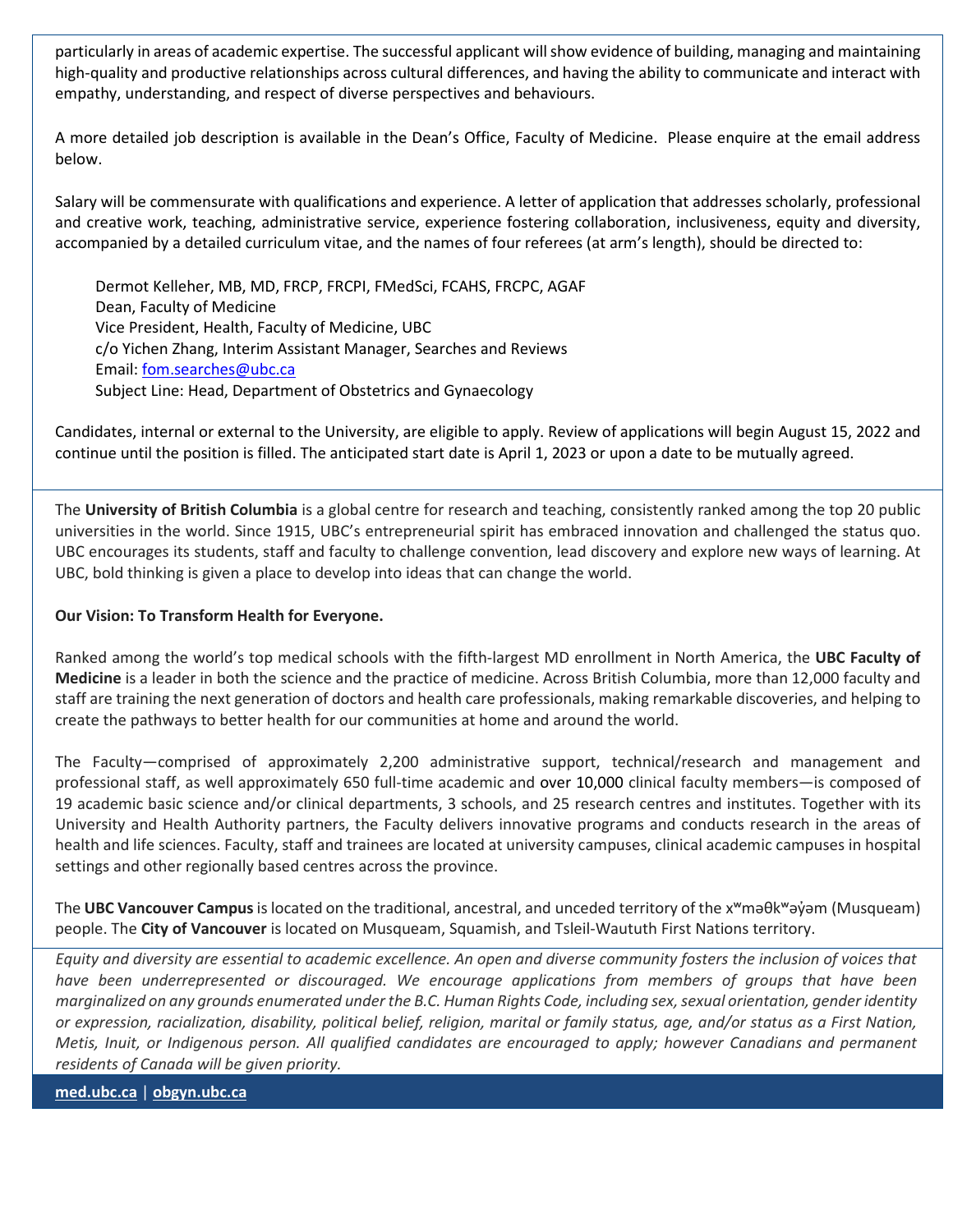particularly in areas of academic expertise. The successful applicant will show evidence of building, managing and maintaining high-quality and productive relationships across cultural differences, and having the ability to communicate and interact with empathy, understanding, and respect of diverse perspectives and behaviours.

A more detailed job description is available in the Dean's Office, Faculty of Medicine. Please enquire at the email address below.

Salary will be commensurate with qualifications and experience. A letter of application that addresses scholarly, professional and creative work, teaching, administrative service, experience fostering collaboration, inclusiveness, equity and diversity, accompanied by a detailed curriculum vitae, and the names of four referees (at arm's length), should be directed to:

Dermot Kelleher, MB, MD, FRCP, FRCPI, FMedSci, FCAHS, FRCPC, AGAF
Dean, Faculty of Medicine
Vice President, Health, Faculty of Medicine, UBC
c/o Yichen Zhang, Interim Assistant Manager, Searches and Reviews
Email: fom.searches@ubc.ca
Subject Line: Head, Department of Obstetrics and Gynaecology

Candidates, internal or external to the University, are eligible to apply. Review of applications will begin August 15, 2022 and continue until the position is filled. The anticipated start date is April 1, 2023 or upon a date to be mutually agreed.

The **University of British Columbia** is a global centre for research and teaching, consistently ranked among the top 20 public universities in the world. Since 1915, UBC's entrepreneurial spirit has embraced innovation and challenged the status quo. UBC encourages its students, staff and faculty to challenge convention, lead discovery and explore new ways of learning. At UBC, bold thinking is given a place to develop into ideas that can change the world.

**Our Vision: To Transform Health for Everyone.**

Ranked among the world's top medical schools with the fifth-largest MD enrollment in North America, the **UBC Faculty of Medicine** is a leader in both the science and the practice of medicine. Across British Columbia, more than 12,000 faculty and staff are training the next generation of doctors and health care professionals, making remarkable discoveries, and helping to create the pathways to better health for our communities at home and around the world.

The Faculty—comprised of approximately 2,200 administrative support, technical/research and management and professional staff, as well approximately 650 full-time academic and over 10,000 clinical faculty members—is composed of 19 academic basic science and/or clinical departments, 3 schools, and 25 research centres and institutes. Together with its University and Health Authority partners, the Faculty delivers innovative programs and conducts research in the areas of health and life sciences. Faculty, staff and trainees are located at university campuses, clinical academic campuses in hospital settings and other regionally based centres across the province.

The **UBC Vancouver Campus** is located on the traditional, ancestral, and unceded territory of the xʷməθkʷəy̓əm (Musqueam) people. The **City of Vancouver** is located on Musqueam, Squamish, and Tsleil-Waututh First Nations territory.

*Equity and diversity are essential to academic excellence. An open and diverse community fosters the inclusion of voices that have been underrepresented or discouraged. We encourage applications from members of groups that have been marginalized on any grounds enumerated under the B.C. Human Rights Code, including sex, sexual orientation, gender identity or expression, racialization, disability, political belief, religion, marital or family status, age, and/or status as a First Nation, Metis, Inuit, or Indigenous person. All qualified candidates are encouraged to apply; however Canadians and permanent residents of Canada will be given priority.*

**med.ubc.ca** | **obgyn.ubc.ca**